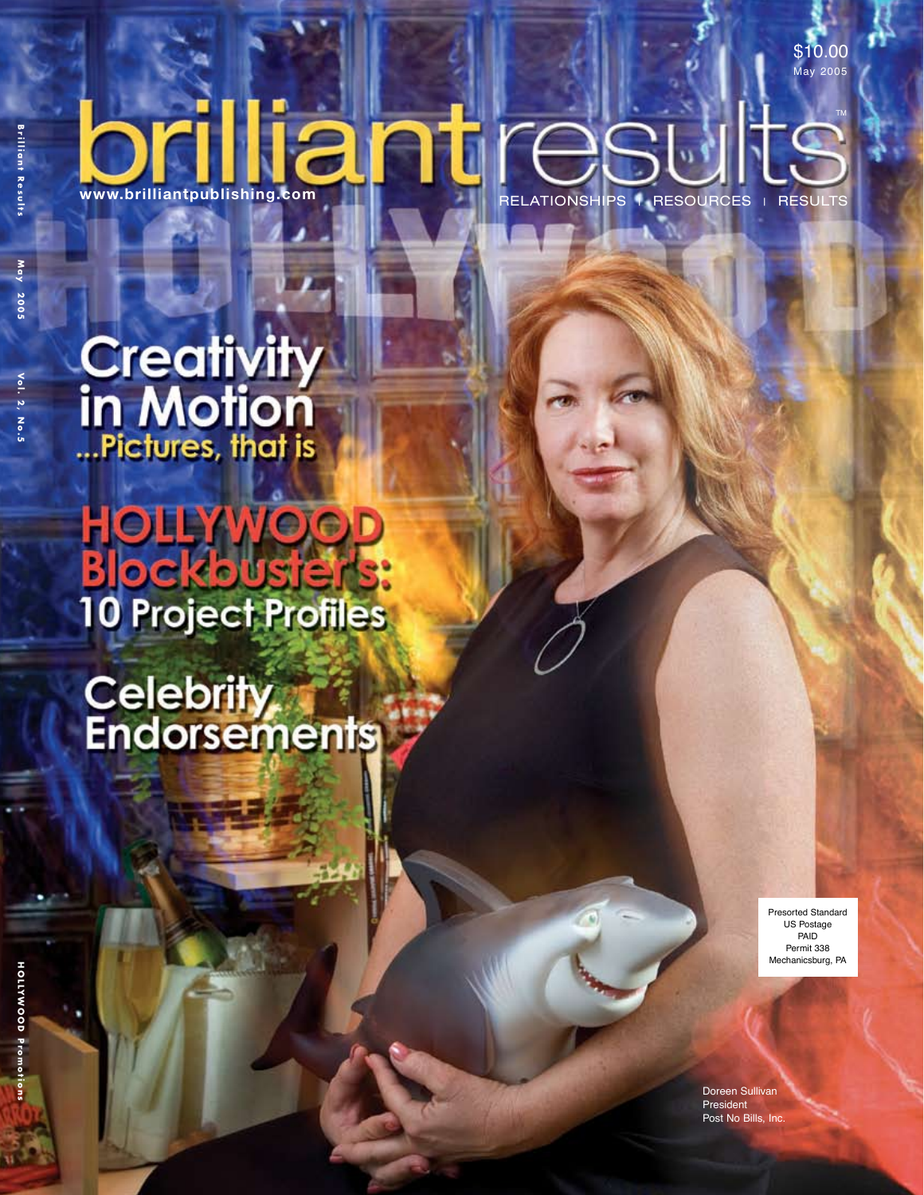$10.00
May 2005

# brilliant results™

www.brilliantpublishing.com

RELATIONSHIPS | RESOURCES | RESULTS

## Creativity in Motion
...Pictures, that is

## HOLLYWOOD Blockbuster's: 10 Project Profiles

## Celebrity Endorsements

Presorted Standard
US Postage
PAID
Permit 338
Mechanicsburg, PA

Doreen Sullivan
President
Post No Bills, Inc.

Brilliant Results May 2005 Vol. 2, No. 5

HOLLYWOOD Promotions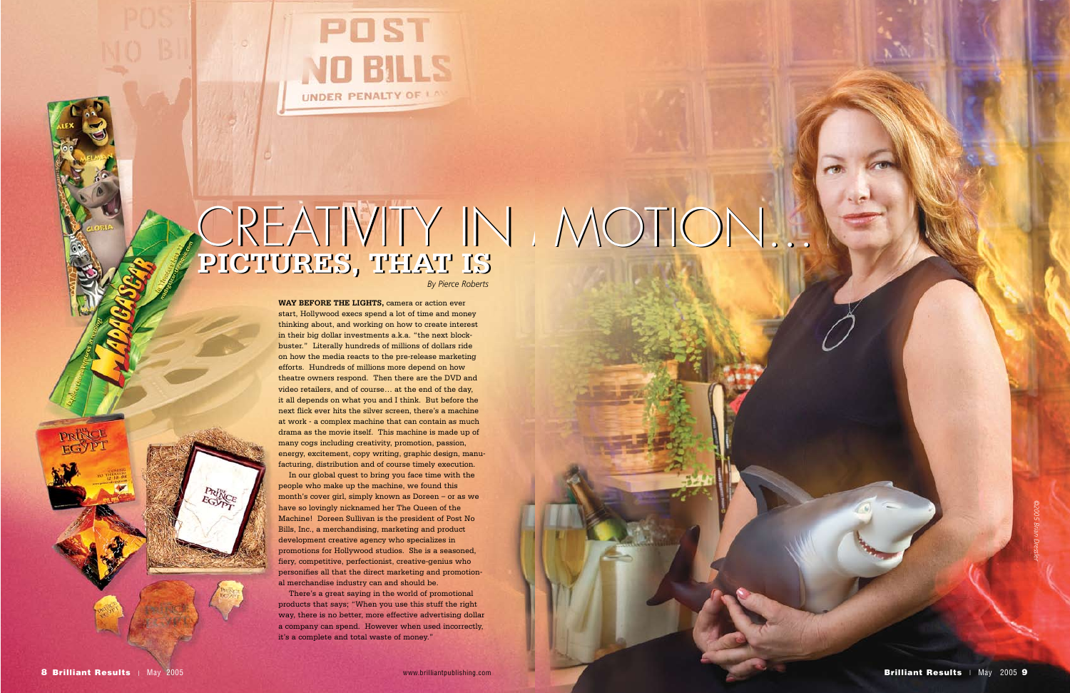# CREATIVITY IN MOTION...
## PICTURES, THAT IS

*By Pierce Roberts*

**WAY BEFORE THE LIGHTS,** camera or action ever start, Hollywood execs spend a lot of time and money thinking about, and working on how to create interest in their big dollar investments a.k.a. "the next blockbuster." Literally hundreds of millions of dollars ride on how the media reacts to the pre-release marketing efforts. Hundreds of millions more depend on how theatre owners respond. Then there are the DVD and video retailers, and of course... at the end of the day, it all depends on what you and I think. But before the next flick ever hits the silver screen, there's a machine at work - a complex machine that can contain as much drama as the movie itself. This machine is made up of many cogs including creativity, promotion, passion, energy, excitement, copy writing, graphic design, manufacturing, distribution and of course timely execution.

In our global quest to bring you face time with the people who make up the machine, we found this month's cover girl, simply known as Doreen – or as we have so lovingly nicknamed her The Queen of the Machine! Doreen Sullivan is the president of Post No Bills, Inc., a merchandising, marketing and product development creative agency who specializes in promotions for Hollywood studios. She is a seasoned, fiery, competitive, perfectionist, creative-genius who personifies all that the direct marketing and promotional merchandise industry can and should be.

There's a great saying in the world of promotional products that says; "When you use this stuff the right way, there is no better, more effective advertising dollar a company can spend. However when used incorrectly, it's a complete and total waste of money."

©2005 Brian Dressler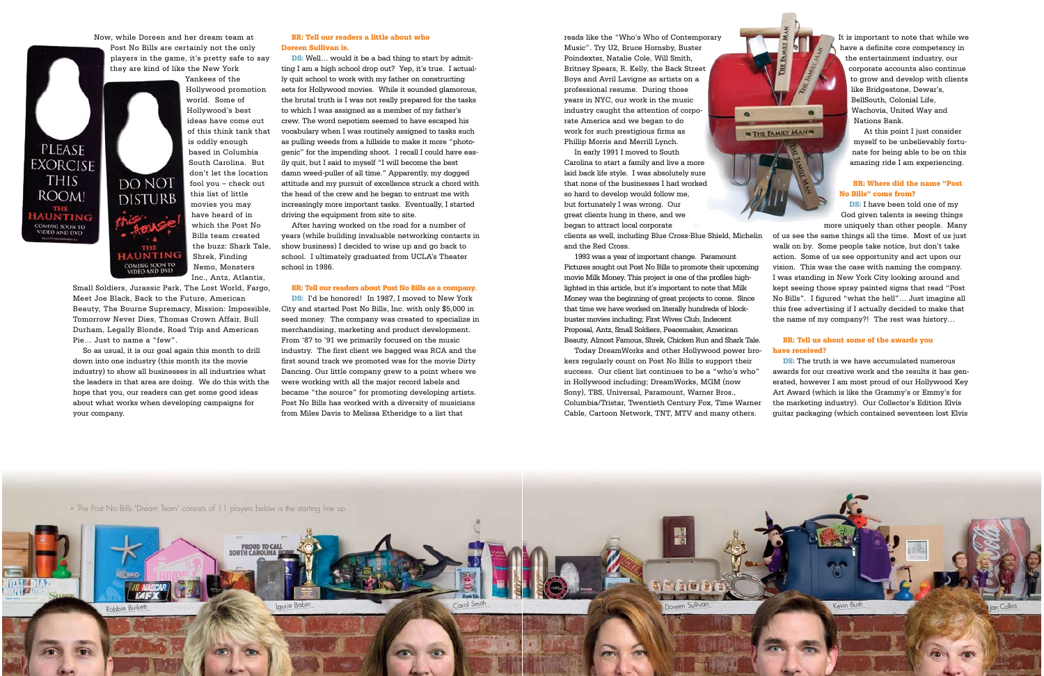Now, while Doreen and her dream team at Post No Bills are certainly not the only players in the game, it's pretty safe to say they are kind of like the New York Yankees of the Hollywood promotion world. Some of Hollywood's best ideas have come out of this think tank that is oddly enough based in Columbia South Carolina. But don't let the location fool you – check out this list of little movies you may have heard of in which the Post No Bills team created the buzz: Shark Tale, Shrek, Finding Nemo, Monsters Inc., Antz, Atlantis, Small Soldiers, Jurassic Park, The Lost World, Fargo, Meet Joe Black, Back to the Future, American Beauty, The Bourne Supremacy, Mission: Impossible, Tomorrow Never Dies, Thomas Crown Affair, Bull Durham, Legally Blonde, Road Trip and American Pie… Just to name a "few".

So as usual, it is our goal again this month to drill down into one industry (this month its the movie industry) to show all businesses in all industries what the leaders in that area are doing. We do this with the hope that you, our readers can get some good ideas about what works when developing campaigns for your company.

**BR: Tell our readers a little about who Doreen Sullivan is.**

**DS:** Well… would it be a bad thing to start by admitting I am a high school drop out? Yep, it's true. I actually quit school to work with my father on constructing sets for Hollywood movies. While it sounded glamorous, the brutal truth is I was not really prepared for the tasks to which I was assigned as a member of my father's crew. The word nepotism seemed to have escaped his vocabulary when I was routinely assigned to tasks such as pulling weeds from a hillside to make it more "photogenic" for the impending shoot. I recall I could have easily quit, but I said to myself "I will become the best damn weed-puller of all time." Apparently, my dogged attitude and my pursuit of excellence struck a chord with the head of the crew and he began to entrust me with increasingly more important tasks. Eventually, I started driving the equipment from site to site.

After having worked on the road for a number of years (while building invaluable networking contacts in show business) I decided to wise up and go back to school. I ultimately graduated from UCLA's Theater school in 1986.

**BR: Tell our readers about Post No Bills as a company.**

**DS:** I'd be honored! In 1987, I moved to New York City and started Post No Bills, Inc. with only $5,000 in seed money. The company was created to specialize in merchandising, marketing and product development. From '87 to '91 we primarily focused on the music industry. The first client we bagged was RCA and the first sound track we promoted was for the movie Dirty Dancing. Our little company grew to a point where we were working with all the major record labels and became "the source" for promoting developing artists. Post No Bills has worked with a diversity of musicians from Miles Davis to Melissa Etheridge to a list that reads like the "Who's Who of Contemporary Music". Try U2, Bruce Hornsby, Buster Poindexter, Natalie Cole, Will Smith, Britney Spears, R. Kelly, the Back Street Boys and Avril Lavigne as artists on a professional resume. During those years in NYC, our work in the music industry caught the attention of corporate America and we began to do work for such prestigious firms as Phillip Morris and Merrill Lynch.

In early 1991 I moved to South Carolina to start a family and live a more laid back life style. I was absolutely sure that none of the businesses I had worked so hard to develop would follow me, but fortunately I was wrong. Our great clients hung in there, and we began to attract local corporate clients as well, including Blue Cross-Blue Shield, Michelin and the Red Cross.

1993 was a year of important change. Paramount Pictures sought out Post No Bills to promote their upcoming movie Milk Money. This project is one of the profiles highlighted in this article, but it's important to note that Milk Money was the beginning of great projects to come. Since that time we have worked on literally hundreds of blockbuster movies including; First Wives Club, Indecent Proposal, Antz, Small Soldiers, Peacemaker, American Beauty, Almost Famous, Shrek, Chicken Run and Shark Tale.

Today DreamWorks and other Hollywood power brokers regularly count on Post No Bills to support their success. Our client list continues to be a "who's who" in Hollywood including; DreamWorks, MGM (now Sony), TBS, Universal, Paramount, Warner Bros., Columbia/Tristar, Twentieth Century Fox, Time Warner Cable, Cartoon Network, TNT, MTV and many others.

It is important to note that while we have a definite core competency in the entertainment industry, our corporate accounts also continue to grow and develop with clients like Bridgestone, Dewar's, BellSouth, Colonial Life, Wachovia, United Way and Nations Bank.

At this point I just consider myself to be unbelievably fortunate for being able to be on this amazing ride I am experiencing.

**BR: Where did the name "Post No Bills" come from?**

**DS:** I have been told one of my God given talents is seeing things more uniquely than other people. Many of us see the same things all the time. Most of us just walk on by. Some people take notice, but don't take action. Some of us see opportunity and act upon our vision. This was the case with naming the company. I was standing in New York City looking around and kept seeing those spray painted signs that read "Post No Bills". I figured "what the hell"… Just imagine all this free advertising if I actually decided to make that the name of my company?! The rest was history…

**BR: Tell us about some of the awards you have received?**

**DS:** The truth is we have accumulated numerous awards for our creative work and the results it has generated, however I am most proud of our Hollywood Key Art Award (which is like the Grammy's or Emmy's for the marketing industry). Our Collector's Edition Elvis guitar packaging (which contained seventeen lost Elvis

* The Post No Bills "Dream Team" consists of 11 players below is the starting line up…

Robbie Burkett · Laurie Babin · Carol Smith · Doreen Sullivan · Kevin Bush · Jan Collins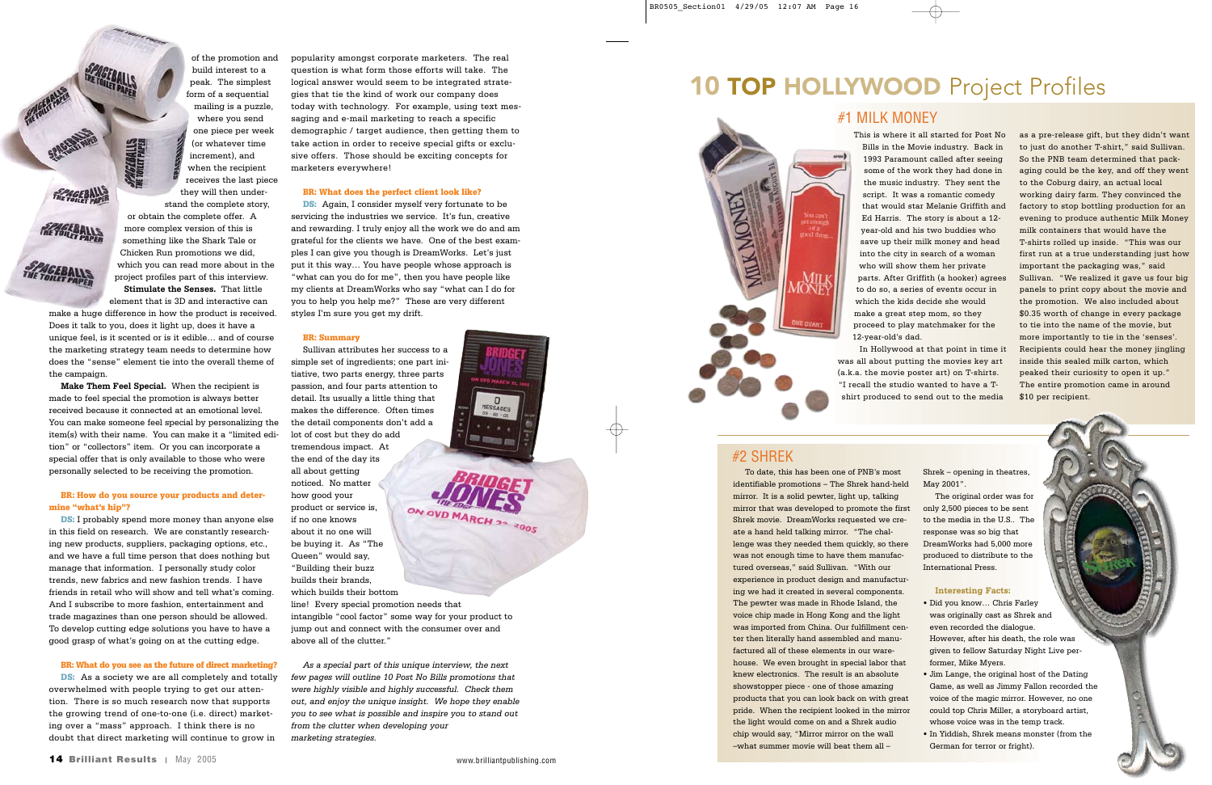of the promotion and build interest to a peak. The simplest form of a sequential mailing is a puzzle, where you send one piece per week (or whatever time increment), and when the recipient receives the last piece they will then understand the complete story, or obtain the complete offer. A more complex version of this is something like the Shark Tale or Chicken Run promotions we did, which you can read more about in the project profiles part of this interview.

**Stimulate the Senses.** That little element that is 3D and interactive can make a huge difference in how the product is received. Does it talk to you, does it light up, does it have a unique feel, is it scented or is it edible... and of course the marketing strategy team needs to determine how does the "sense" element tie into the overall theme of the campaign.

**Make Them Feel Special.** When the recipient is made to feel special the promotion is always better received because it connected at an emotional level. You can make someone feel special by personalizing the item(s) with their name. You can make it a "limited edition" or "collectors" item. Or you can incorporate a special offer that is only available to those who were personally selected to be receiving the promotion.

**BR: How do you source your products and determine "what's hip"?**

**DS:** I probably spend more money than anyone else in this field on research. We are constantly researching new products, suppliers, packaging options, etc., and we have a full time person that does nothing but manage that information. I personally study color trends, new fabrics and new fashion trends. I have friends in retail who will show and tell what's coming. And I subscribe to more fashion, entertainment and trade magazines than one person should be allowed. To develop cutting edge solutions you have to have a good grasp of what's going on at the cutting edge.

**BR: What do you see as the future of direct marketing?**

**DS:** As a society we are all completely and totally overwhelmed with people trying to get our attention. There is so much research now that supports the growing trend of one-to-one (i.e. direct) marketing over a "mass" approach. I think there is no doubt that direct marketing will continue to grow in popularity amongst corporate marketers. The real question is what form those efforts will take. The logical answer would seem to be integrated strategies that tie the kind of work our company does today with technology. For example, using text messaging and e-mail marketing to reach a specific demographic / target audience, then getting them to take action in order to receive special gifts or exclusive offers. Those should be exciting concepts for marketers everywhere!

**BR: What does the perfect client look like?**

**DS:** Again, I consider myself very fortunate to be servicing the industries we service. It's fun, creative and rewarding. I truly enjoy all the work we do and am grateful for the clients we have. One of the best examples I can give you though is DreamWorks. Let's just put it this way... You have people whose approach is "what can you do for me", then you have people like my clients at DreamWorks who say "what can I do for you to help you help me?" These are very different styles I'm sure you get my drift.

**BR: Summary**

Sullivan attributes her success to a simple set of ingredients; one part initiative, two parts energy, three parts passion, and four parts attention to detail. Its usually a little thing that makes the difference. Often times the detail components don't add a lot of cost but they do add tremendous impact. At the end of the day its all about getting noticed. No matter how good your product or service is, if no one knows about it no one will be buying it. As "The Queen" would say, "Building their buzz builds their brands, which builds their bottom line! Every special promotion needs that intangible "cool factor" some way for your product to jump out and connect with the consumer over and above all of the clutter."

*As a special part of this unique interview, the next few pages will outline 10 Post No Bills promotions that were highly visible and highly successful. Check them out, and enjoy the unique insight. We hope they enable you to see what is possible and inspire you to stand out from the clutter when developing your marketing strategies.*

# 10 TOP HOLLYWOOD Project Profiles

## #1 MILK MONEY

This is where it all started for Post No Bills in the Movie industry. Back in 1993 Paramount called after seeing some of the work they had done in the music industry. They sent the script. It was a romantic comedy that would star Melanie Griffith and Ed Harris. The story is about a 12-year-old and his two buddies who save up their milk money and head into the city in search of a woman who will show them her private parts. After Griffith (a hooker) agrees to do so, a series of events occur in which the kids decide she would make a great step mom, so they proceed to play matchmaker for the 12-year-old's dad.

In Hollywood at that point in time it was all about putting the movies key art (a.k.a. the movie poster art) on T-shirts. "I recall the studio wanted to have a T-shirt produced to send out to the media as a pre-release gift, but they didn't want to just do another T-shirt," said Sullivan. So the PNB team determined that packaging could be the key, and off they went to the Coburg dairy, an actual local working dairy farm. They convinced the factory to stop bottling production for an evening to produce authentic Milk Money milk containers that would have the T-shirts rolled up inside. "This was our first run at a true understanding just how important the packaging was," said Sullivan. "We realized it gave us four big panels to print copy about the movie and the promotion. We also included about $0.35 worth of change in every package to tie into the name of the movie, but more importantly to tie in the 'senses'. Recipients could hear the money jingling inside this sealed milk carton, which peaked their curiosity to open it up." The entire promotion came in around $10 per recipient.

## #2 SHREK

To date, this has been one of PNB's most identifiable promotions – The Shrek hand-held mirror. It is a solid pewter, light up, talking mirror that was developed to promote the first Shrek movie. DreamWorks requested we create a hand held talking mirror. "The challenge was they needed them quickly, so there was not enough time to have them manufactured overseas," said Sullivan. "With our experience in product design and manufacturing we had it created in several components. The pewter was made in Rhode Island, the voice chip made in Hong Kong and the light was imported from China. Our fulfillment center then literally hand assembled and manufactured all of these elements in our warehouse. We even brought in special labor that knew electronics. The result is an absolute showstopper piece - one of those amazing products that you can look back on with great pride. When the recipient looked in the mirror the light would come on and a Shrek audio chip would say, "Mirror mirror on the wall –what summer movie will beat them all – Shrek – opening in theatres, May 2001".

The original order was for only 2,500 pieces to be sent to the media in the U.S.. The response was so big that DreamWorks had 5,000 more produced to distribute to the International Press.

**Interesting Facts:**

- Did you know... Chris Farley was originally cast as Shrek and even recorded the dialogue. However, after his death, the role was given to fellow Saturday Night Live performer, Mike Myers.
- Jim Lange, the original host of the Dating Game, as well as Jimmy Fallon recorded the voice of the magic mirror. However, no one could top Chris Miller, a storyboard artist, whose voice was in the temp track.
- In Yiddish, Shrek means monster (from the German for terror or fright).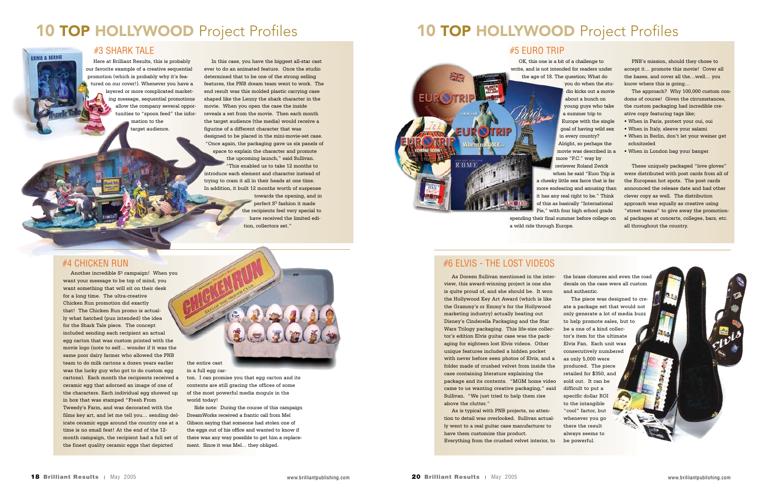# 10 TOP HOLLYWOOD Project Profiles

## #3 SHARK TALE

Here at Brilliant Results, this is probably our favorite example of a creative sequential promotion (which is probably why it's featured on our cover!). Whenever you have a layered or more complicated marketing message, sequential promotions allow the company several opportunities to "spoon feed" the information to the target audience.

In this case, you have the biggest all-star cast ever to do an animated feature. Once the studio determined that to be one of the strong selling features, the PNB dream team went to work. The end result was this molded plastic carrying case shaped like the Lenny the shark character in the movie. When you open the case the inside reveals a set from the movie. Then each month the target audience (the media) would receive a figurine of a different character that was designed to be placed in the mini-movie-set case. "Once again, the packaging gave us six panels of space to explain the character and promote the upcoming launch," said Sullivan. "This enabled us to take 12 months to introduce each element and character instead of trying to cram it all in their heads at one time. In addition, it built 12 months worth of suspense towards the opening, and in perfect $S^3$ fashion it made the recipients feel very special to have received the limited edition, collectors set."

## #4 CHICKEN RUN

Another incredible $S^3$ campaign! When you want your message to be top of mind, you want something that will sit on their desk for a long time. The ultra-creative Chicken Run promotion did exactly that! The Chicken Run promo is actually what hatched (pun intended) the idea for the Shark Tale piece. The concept included sending each recipient an actual egg carton that was custom printed with the movie logo (note to self... wonder if it was the same poor dairy farmer who allowed the PNB team to do milk cartons a dozen years earlier was the lucky guy who got to do custom egg cartons). Each month the recipients received a ceramic egg that adorned an image of one of the characters. Each individual egg showed up in box that was stamped "Fresh From Tweedy's Farm, and was decorated with the films key art, and let me tell you... sending delicate ceramic eggs around the country one at a time is no small feat! At the end of the 12-month campaign, the recipient had a full set of the finest quality ceramic eggs that depicted the entire cast in a full egg carton. I can promise you that egg carton and its contents are still gracing the offices of some of the most powerful media moguls in the world today!

Side note: During the course of this campaign DreamWorks received a frantic call from Mel Gibson saying that someone had stolen one of the eggs out of his office and wanted to know if there was any way possible to get him a replacement. Since it was Mel... they obliged.

# 10 TOP HOLLYWOOD Project Profiles

## #5 EURO TRIP

OK, this one is a bit of a challenge to write, and is not intended for readers under the age of 18. The question; What do you do when the studio kicks out a movie about a bunch on young guys who take a summer trip to Europe with the single goal of having wild sex in every country? Alright, so perhaps the movie was described in a more "P.C." way by reviewer Roland Zwick when he said "Euro Trip is a cheeky little sex farce that is far more endearing and amusing than it has any real right to be." Think of this as basically "International Pie," with four high school grads spending their final summer before college on a wild ride through Europe.

PNB's mission, should they chose to accept it... promote this movie! Cover all the bases, and cover all the...well... you know where this is going...

The approach? Why 100,000 custom condoms of course! Given the circumstances, the custom packaging had incredible creative copy featuring tags like;

- When in Paris, protect your oui, oui
- When in Italy, sleeve your salami
- When in Berlin, don't let your weiner get schnitzeled
- When in London bag your banger

These uniquely packaged "love gloves" were distributed with post cards from all of the European hot spots. The post cards announced the release date and had other clever copy as well. The distribution approach was equally as creative using "street teams" to give away the promotional packages at concerts, colleges, bars, etc. all throughout the country.

## #6 ELVIS - THE LOST VIDEOS

As Doreen Sullivan mentioned in the interview, this award-winning project is one she is quite proud of, and she should be. It won the Hollywood Key Art Award (which is like the Grammy's or Emmy's for the Hollywood marketing industry) actually beating out Disney's Cinderella Packaging and the Star Wars Trilogy packaging. This life-size collector's edition Elvis guitar case was the packaging for eighteen lost Elvis videos. Other unique features included a hidden pocket with never before seen photos of Elvis, and a folder made of crushed velvet from inside the case containing literature explaining the package and its contents. "MGM home video came to us wanting creative packaging," said Sullivan. "We just tried to help them rise above the clutter."

As is typical with PNB projects, no attention to detail was overlooked. Sullivan actually went to a real guitar case manufacturer to have them customize this product. Everything from the crushed velvet interior, to the brass closures and even the road decals on the case were all custom and authentic.

The piece was designed to create a package set that would not only generate a lot of media buzz to help promote sales, but to be a one of a kind collector's item for the ultimate Elvis Fan. Each unit was consecutively numbered as only 5,000 were produced. The piece retailed for $350, and sold out. It can be difficult to put a specific dollar ROI to the intangible "cool" factor, but whenever you go there the result always seems to be powerful.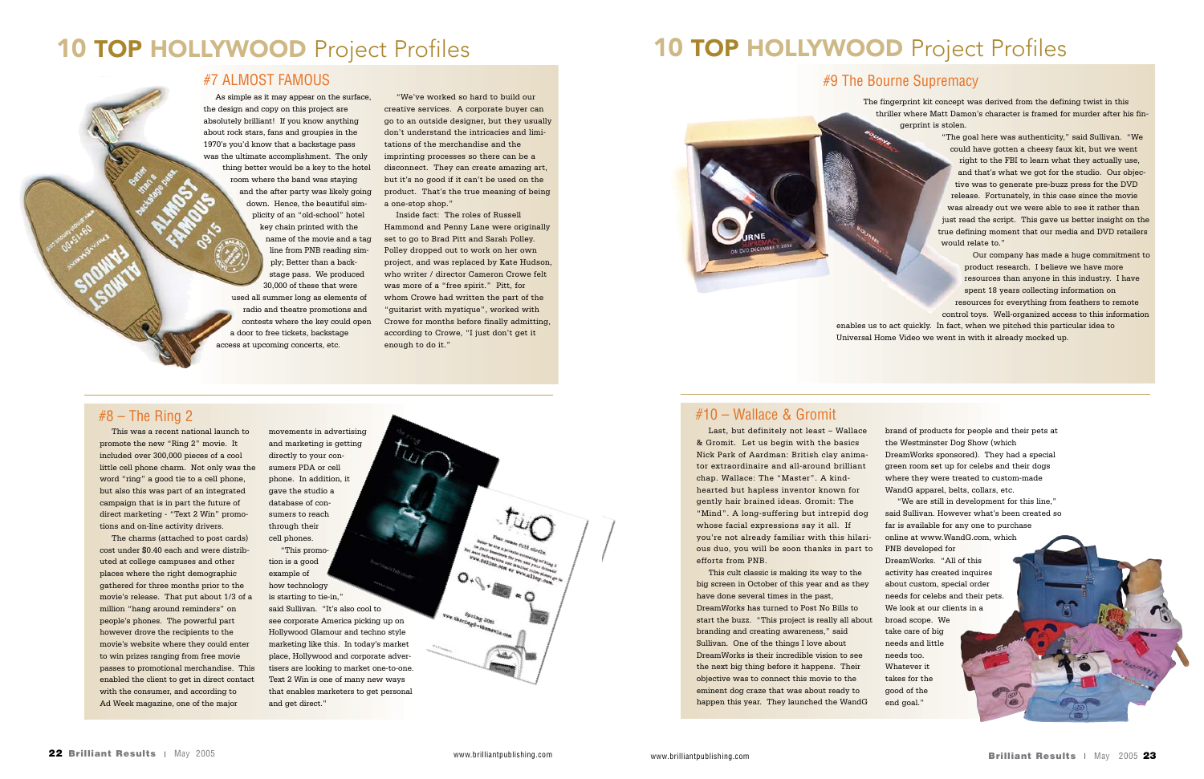# 10 TOP HOLLYWOOD Project Profiles

## #7 ALMOST FAMOUS

As simple as it may appear on the surface, the design and copy on this project are absolutely brilliant! If you know anything about rock stars, fans and groupies in the 1970's you'd know that a backstage pass was the ultimate accomplishment. The only thing better would be a key to the hotel room where the band was staying and the after party was likely going down. Hence, the beautiful simplicity of an "old-school" hotel key chain printed with the name of the movie and a tag line from PNB reading simply; Better than a backstage pass. We produced 30,000 of these that were used all summer long as elements of radio and theatre promotions and contests where the key could open a door to free tickets, backstage access at upcoming concerts, etc.

"We've worked so hard to build our creative services. A corporate buyer can go to an outside designer, but they usually don't understand the intricacies and limitations of the merchandise and the imprinting processes so there can be a disconnect. They can create amazing art, but it's no good if it can't be used on the product. That's the true meaning of being a one-stop shop."

Inside fact: The roles of Russell Hammond and Penny Lane were originally set to go to Brad Pitt and Sarah Polley. Polley dropped out to work on her own project, and was replaced by Kate Hudson, who writer / director Cameron Crowe felt was more of a "free spirit." Pitt, for whom Crowe had written the part of the "guitarist with mystique", worked with Crowe for months before finally admitting, according to Crowe, "I just don't get it enough to do it."

## #8 – The Ring 2

This was a recent national launch to promote the new "Ring 2" movie. It included over 300,000 pieces of a cool little cell phone charm. Not only was the word "ring" a good tie to a cell phone, but also this was part of an integrated campaign that is in part the future of direct marketing - "Text 2 Win" promotions and on-line activity drivers.

The charms (attached to post cards) cost under $0.40 each and were distributed at college campuses and other places where the right demographic gathered for three months prior to the movie's release. That put about 1/3 of a million "hang around reminders" on people's phones. The powerful part however drove the recipients to the movie's website where they could enter to win prizes ranging from free movie passes to promotional merchandise. This enabled the client to get in direct contact with the consumer, and according to Ad Week magazine, one of the major movements in advertising and marketing is getting directly to your consumers PDA or cell phone. In addition, it gave the studio a database of consumers to reach through their cell phones.

"This promotion is a good example of how technology is starting to tie-in," said Sullivan. "It's also cool to see corporate America picking up on Hollywood Glamour and techno style marketing like this. In today's market place, Hollywood and corporate advertisers are looking to market one-to-one. Text 2 Win is one of many new ways that enables marketers to get personal and get direct."

## #9 The Bourne Supremacy

The fingerprint kit concept was derived from the defining twist in this thriller where Matt Damon's character is framed for murder after his fingerprint is stolen.

"The goal here was authenticity," said Sullivan. "We could have gotten a cheesy faux kit, but we went right to the FBI to learn what they actually use, and that's what we got for the studio. Our objective was to generate pre-buzz press for the DVD release. Fortunately, in this case since the movie was already out we were able to see it rather than just read the script. This gave us better insight on the true defining moment that our media and DVD retailers would relate to."

Our company has made a huge commitment to product research. I believe we have more resources than anyone in this industry. I have spent 18 years collecting information on resources for everything from feathers to remote control toys. Well-organized access to this information enables us to act quickly. In fact, when we pitched this particular idea to Universal Home Video we went in with it already mocked up.

## #10 – Wallace & Gromit

Last, but definitely not least – Wallace & Gromit. Let us begin with the basics Nick Park of Aardman: British clay animator extraordinaire and all-around brilliant chap. Wallace: The "Master". A kind-hearted but hapless inventor known for gently hair brained ideas. Gromit: The "Mind". A long-suffering but intrepid dog whose facial expressions say it all. If you're not already familiar with this hilarious duo, you will be soon thanks in part to efforts from PNB.

This cult classic is making its way to the big screen in October of this year and as they have done several times in the past, DreamWorks has turned to Post No Bills to start the buzz. "This project is really all about branding and creating awareness," said Sullivan. One of the things I love about DreamWorks is their incredible vision to see the next big thing before it happens. Their objective was to connect this movie to the eminent dog craze that was about ready to happen this year. They launched the WandG brand of products for people and their pets at the Westminster Dog Show (which DreamWorks sponsored). They had a special green room set up for celebs and their dogs where they were treated to custom-made WandG apparel, belts, collars, etc.

"We are still in development for this line," said Sullivan. However what's been created so far is available for any one to purchase online at www.WandG.com, which PNB developed for DreamWorks. "All of this activity has created inquires about custom, special order needs for celebs and their pets. We look at our clients in a broad scope. We take care of big needs and little needs too. Whatever it takes for the good of the end goal."